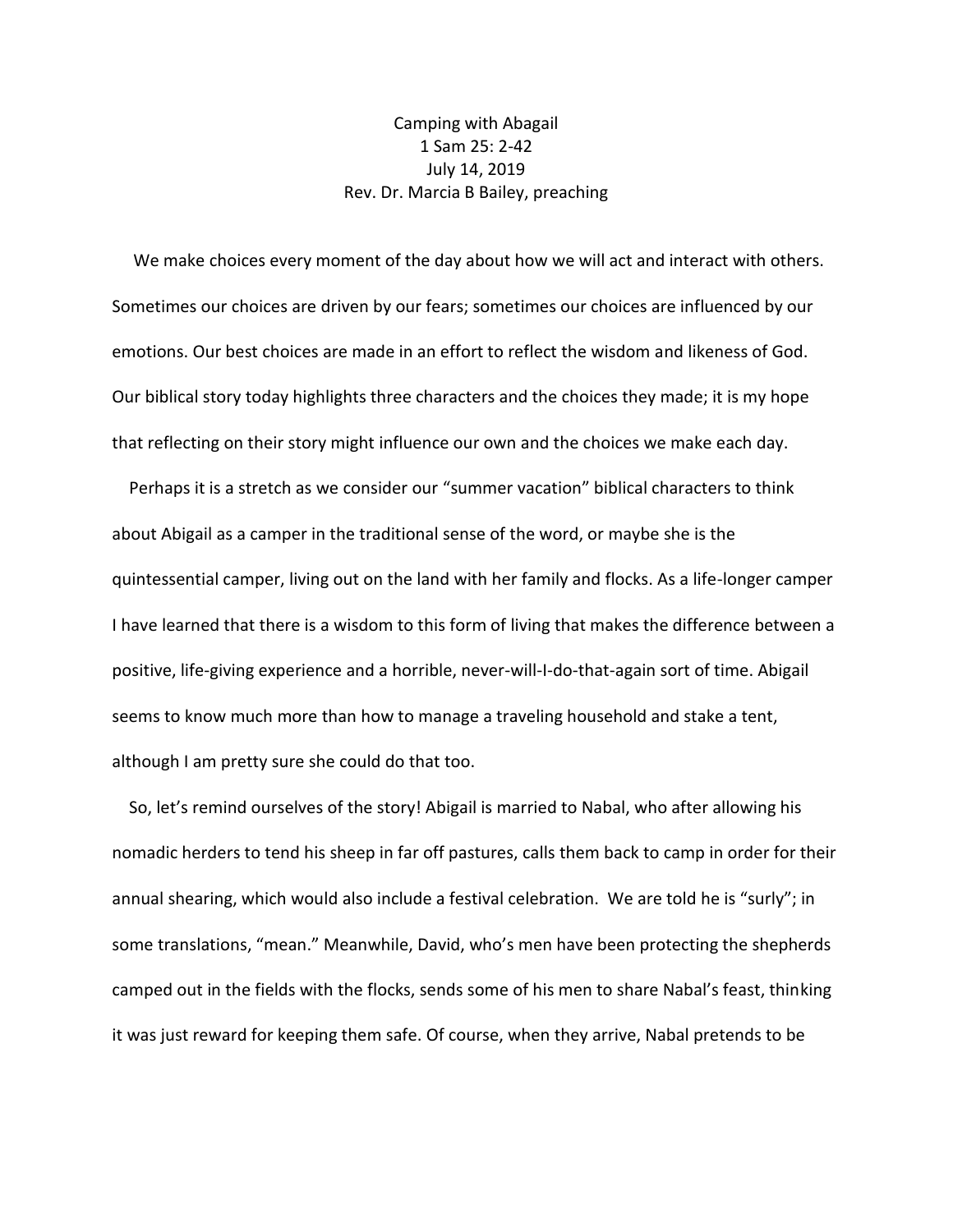# Camping with Abagail

1 Sam 25: 2-42

July 14, 2019

Rev. Dr. Marcia B Bailey, preaching

We make choices every moment of the day about how we will act and interact with others. Sometimes our choices are driven by our fears; sometimes our choices are influenced by our emotions. Our best choices are made in an effort to reflect the wisdom and likeness of God. Our biblical story today highlights three characters and the choices they made; it is my hope that reflecting on their story might influence our own and the choices we make each day.

Perhaps it is a stretch as we consider our "summer vacation" biblical characters to think about Abigail as a camper in the traditional sense of the word, or maybe she is the quintessential camper, living out on the land with her family and flocks. As a life-longer camper I have learned that there is a wisdom to this form of living that makes the difference between a positive, life-giving experience and a horrible, never-will-I-do-that-again sort of time. Abigail seems to know much more than how to manage a traveling household and stake a tent, although I am pretty sure she could do that too.

So, let's remind ourselves of the story! Abigail is married to Nabal, who after allowing his nomadic herders to tend his sheep in far off pastures, calls them back to camp in order for their annual shearing, which would also include a festival celebration. We are told he is "surly"; in some translations, "mean." Meanwhile, David, who's men have been protecting the shepherds camped out in the fields with the flocks, sends some of his men to share Nabal's feast, thinking it was just reward for keeping them safe. Of course, when they arrive, Nabal pretends to be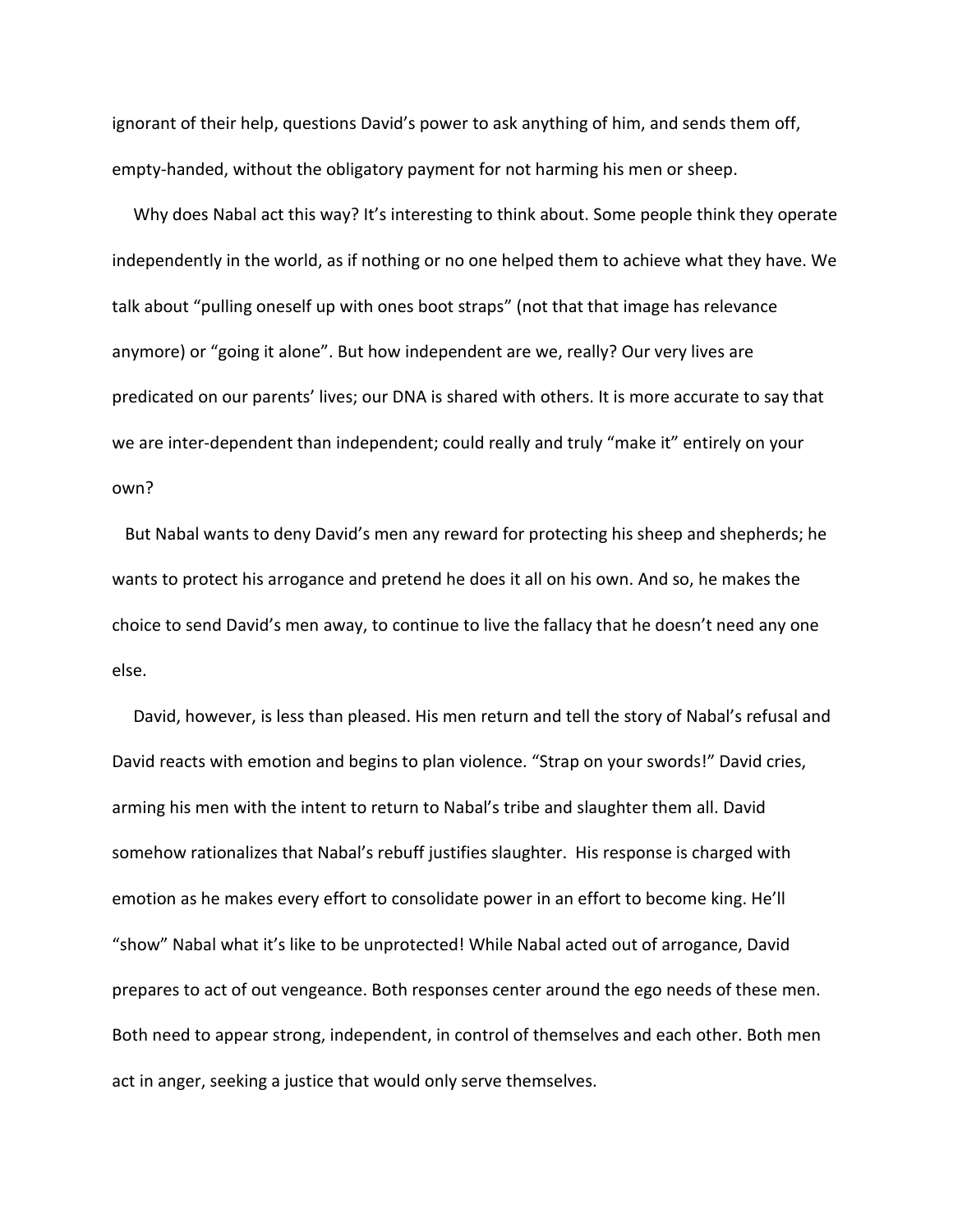ignorant of their help, questions David's power to ask anything of him, and sends them off, empty-handed, without the obligatory payment for not harming his men or sheep.

Why does Nabal act this way? It's interesting to think about. Some people think they operate independently in the world, as if nothing or no one helped them to achieve what they have. We talk about "pulling oneself up with ones boot straps" (not that that image has relevance anymore) or "going it alone". But how independent are we, really? Our very lives are predicated on our parents' lives; our DNA is shared with others. It is more accurate to say that we are inter-dependent than independent; could really and truly "make it" entirely on your own?

But Nabal wants to deny David's men any reward for protecting his sheep and shepherds; he wants to protect his arrogance and pretend he does it all on his own. And so, he makes the choice to send David's men away, to continue to live the fallacy that he doesn't need any one else.

David, however, is less than pleased. His men return and tell the story of Nabal's refusal and David reacts with emotion and begins to plan violence. "Strap on your swords!" David cries, arming his men with the intent to return to Nabal's tribe and slaughter them all. David somehow rationalizes that Nabal's rebuff justifies slaughter. His response is charged with emotion as he makes every effort to consolidate power in an effort to become king. He'll "show" Nabal what it's like to be unprotected! While Nabal acted out of arrogance, David prepares to act of out vengeance. Both responses center around the ego needs of these men. Both need to appear strong, independent, in control of themselves and each other. Both men act in anger, seeking a justice that would only serve themselves.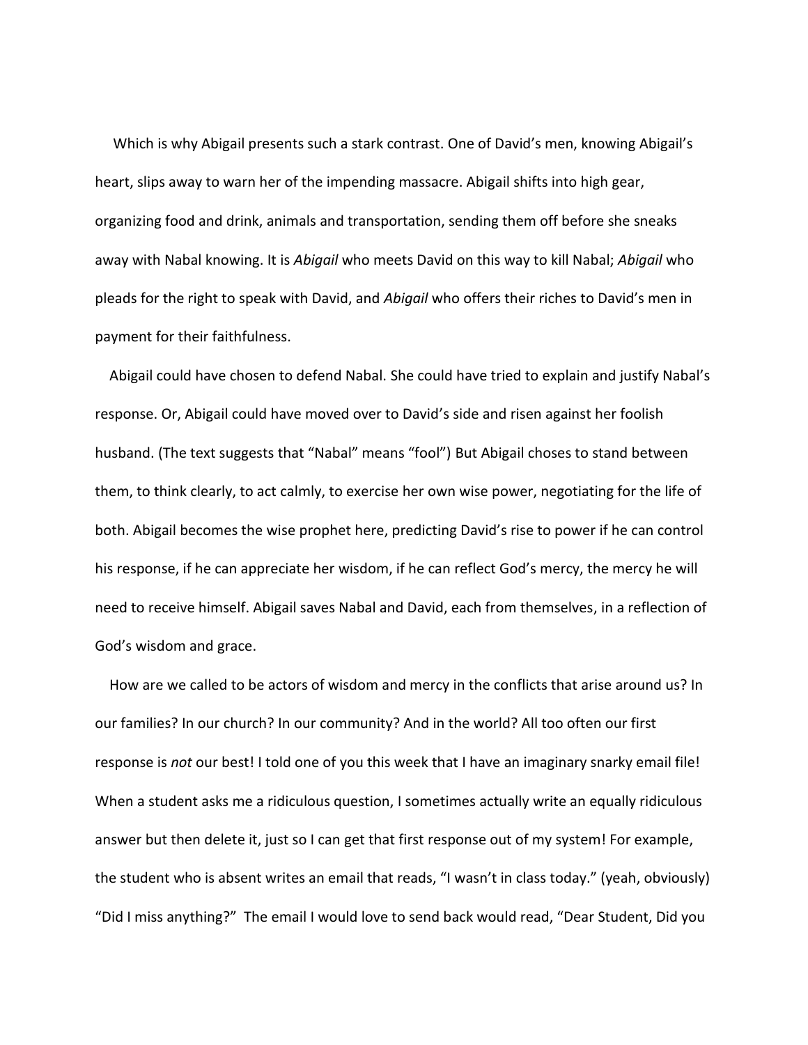Which is why Abigail presents such a stark contrast. One of David's men, knowing Abigail's heart, slips away to warn her of the impending massacre. Abigail shifts into high gear, organizing food and drink, animals and transportation, sending them off before she sneaks away with Nabal knowing. It is *Abigail* who meets David on this way to kill Nabal; *Abigail* who pleads for the right to speak with David, and *Abigail* who offers their riches to David's men in payment for their faithfulness.

Abigail could have chosen to defend Nabal. She could have tried to explain and justify Nabal's response. Or, Abigail could have moved over to David's side and risen against her foolish husband. (The text suggests that "Nabal" means "fool") But Abigail choses to stand between them, to think clearly, to act calmly, to exercise her own wise power, negotiating for the life of both. Abigail becomes the wise prophet here, predicting David's rise to power if he can control his response, if he can appreciate her wisdom, if he can reflect God's mercy, the mercy he will need to receive himself. Abigail saves Nabal and David, each from themselves, in a reflection of God's wisdom and grace.

How are we called to be actors of wisdom and mercy in the conflicts that arise around us? In our families? In our church? In our community? And in the world? All too often our first response is *not* our best! I told one of you this week that I have an imaginary snarky email file! When a student asks me a ridiculous question, I sometimes actually write an equally ridiculous answer but then delete it, just so I can get that first response out of my system! For example, the student who is absent writes an email that reads, "I wasn't in class today." (yeah, obviously) "Did I miss anything?" The email I would love to send back would read, "Dear Student, Did you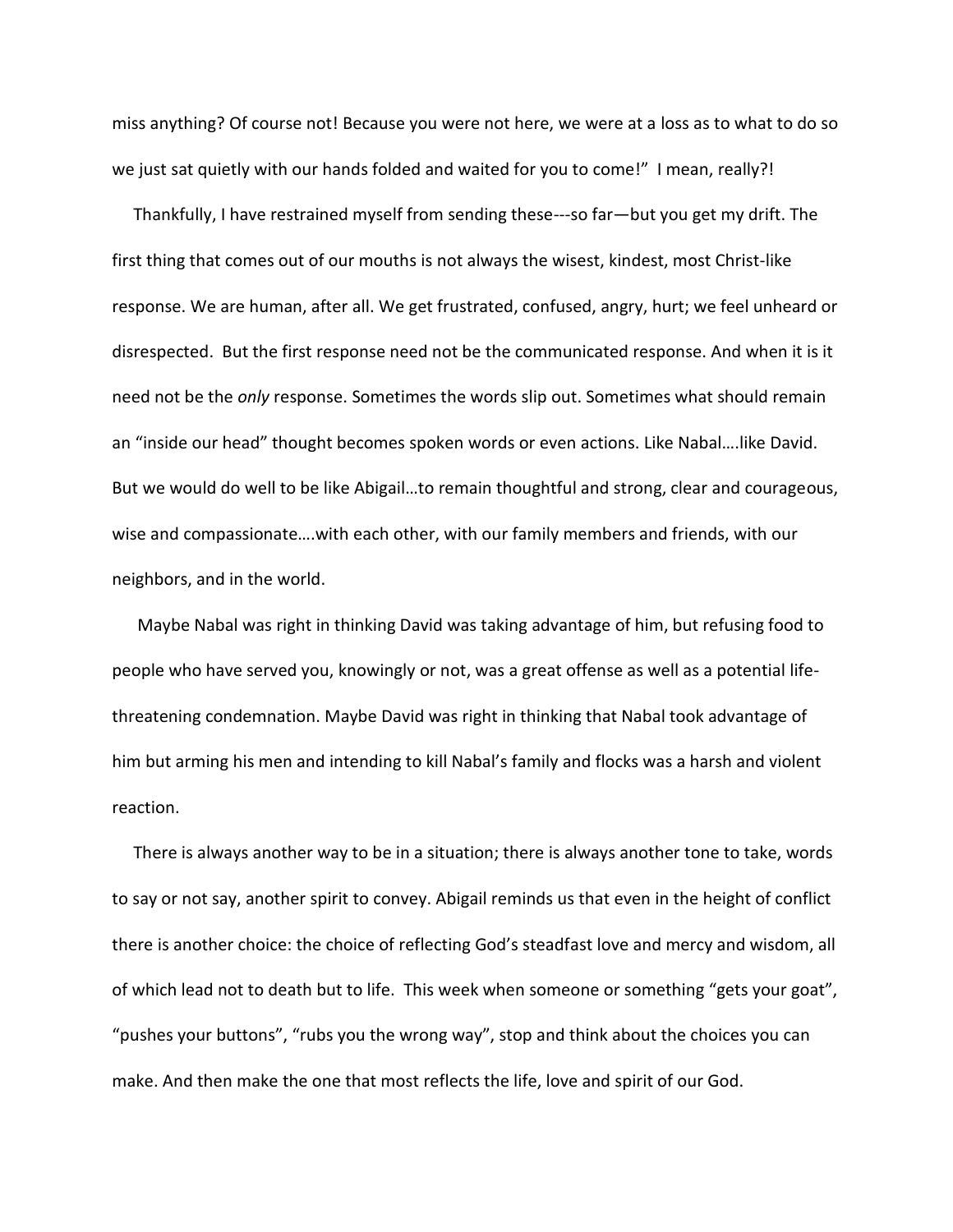miss anything? Of course not! Because you were not here, we were at a loss as to what to do so we just sat quietly with our hands folded and waited for you to come!" I mean, really?!

Thankfully, I have restrained myself from sending these---so far—but you get my drift. The first thing that comes out of our mouths is not always the wisest, kindest, most Christ-like response. We are human, after all. We get frustrated, confused, angry, hurt; we feel unheard or disrespected. But the first response need not be the communicated response. And when it is it need not be the *only* response. Sometimes the words slip out. Sometimes what should remain an "inside our head" thought becomes spoken words or even actions. Like Nabal….like David. But we would do well to be like Abigail…to remain thoughtful and strong, clear and courageous, wise and compassionate….with each other, with our family members and friends, with our neighbors, and in the world.

Maybe Nabal was right in thinking David was taking advantage of him, but refusing food to people who have served you, knowingly or not, was a great offense as well as a potential life-threatening condemnation. Maybe David was right in thinking that Nabal took advantage of him but arming his men and intending to kill Nabal's family and flocks was a harsh and violent reaction.

There is always another way to be in a situation; there is always another tone to take, words to say or not say, another spirit to convey. Abigail reminds us that even in the height of conflict there is another choice: the choice of reflecting God's steadfast love and mercy and wisdom, all of which lead not to death but to life. This week when someone or something "gets your goat", "pushes your buttons", "rubs you the wrong way", stop and think about the choices you can make. And then make the one that most reflects the life, love and spirit of our God.